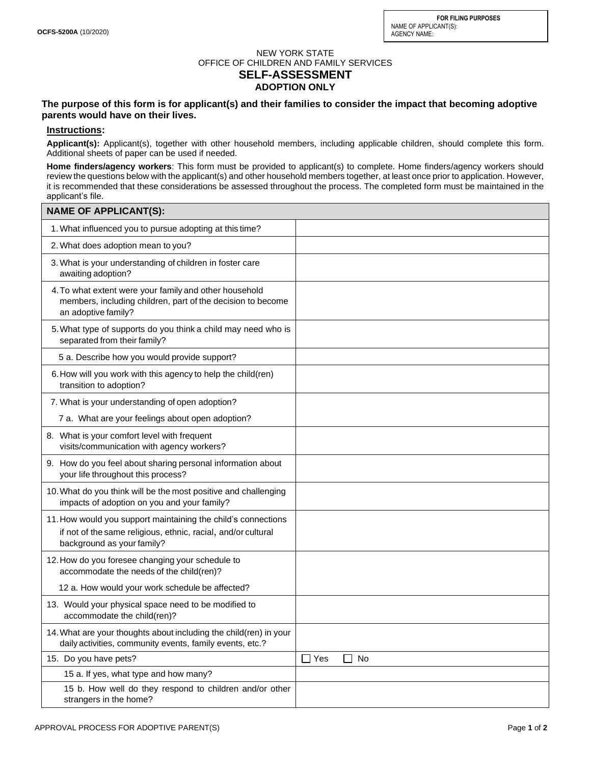OCFS-5200A (10/2020)

| FOR FILING PURPOSES |
| --- |
| NAME OF APPLICANT(S): |
| AGENCY NAME: |

NEW YORK STATE
OFFICE OF CHILDREN AND FAMILY SERVICES

# SELF-ASSESSMENT

## ADOPTION ONLY

**The purpose of this form is for applicant(s) and their families to consider the impact that becoming adoptive parents would have on their lives.**

**Instructions:**

**Applicant(s):** Applicant(s), together with other household members, including applicable children, should complete this form. Additional sheets of paper can be used if needed.

**Home finders/agency workers**: This form must be provided to applicant(s) to complete. Home finders/agency workers should review the questions below with the applicant(s) and other household members together, at least once prior to application. However, it is recommended that these considerations be assessed throughout the process. The completed form must be maintained in the applicant's file.

| NAME OF APPLICANT(S): | |
| --- | --- |
| 1. What influenced you to pursue adopting at this time? | |
| 2. What does adoption mean to you? | |
| 3. What is your understanding of children in foster care awaiting adoption? | |
| 4. To what extent were your family and other household members, including children, part of the decision to become an adoptive family? | |
| 5. What type of supports do you think a child may need who is separated from their family? | |
| 5 a. Describe how you would provide support? | |
| 6. How will you work with this agency to help the child(ren) transition to adoption? | |
| 7. What is your understanding of open adoption? | |
| 7 a. What are your feelings about open adoption? | |
| 8. What is your comfort level with frequent visits/communication with agency workers? | |
| 9. How do you feel about sharing personal information about your life throughout this process? | |
| 10. What do you think will be the most positive and challenging impacts of adoption on you and your family? | |
| 11. How would you support maintaining the child's connections if not of the same religious, ethnic, racial, and/or cultural background as your family? | |
| 12. How do you foresee changing your schedule to accommodate the needs of the child(ren)? | |
| 12 a. How would your work schedule be affected? | |
| 13. Would your physical space need to be modified to accommodate the child(ren)? | |
| 14. What are your thoughts about including the child(ren) in your daily activities, community events, family events, etc.? | |
| 15. Do you have pets? | ☐ Yes ☐ No |
| 15 a. If yes, what type and how many? | |
| 15 b. How well do they respond to children and/or other strangers in the home? | |

APPROVAL PROCESS FOR ADOPTIVE PARENT(S)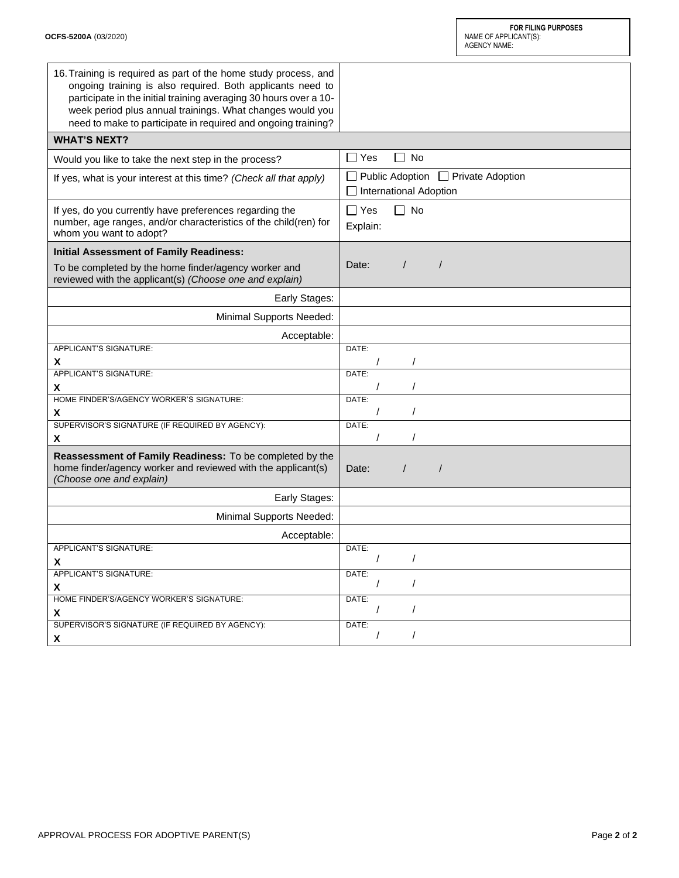| | |
|---|---|
| 16. Training is required as part of the home study process, and ongoing training is also required. Both applicants need to participate in the initial training averaging 30 hours over a 10-week period plus annual trainings. What changes would you need to make to participate in required and ongoing training? | |
| **WHAT'S NEXT?** | |
| Would you like to take the next step in the process? | ☐ Yes ☐ No |
| If yes, what is your interest at this time? *(Check all that apply)* | ☐ Public Adoption ☐ Private Adoption ☐ International Adoption |
| If yes, do you currently have preferences regarding the number, age ranges, and/or characteristics of the child(ren) for whom you want to adopt? | ☐ Yes ☐ No Explain: |
| **Initial Assessment of Family Readiness:** To be completed by the home finder/agency worker and reviewed with the applicant(s) *(Choose one and explain)* | Date: / / |
| Early Stages: | |
| Minimal Supports Needed: | |
| Acceptable: | |
| APPLICANT'S SIGNATURE: X | DATE: / / |
| APPLICANT'S SIGNATURE: X | DATE: / / |
| HOME FINDER'S/AGENCY WORKER'S SIGNATURE: X | DATE: / / |
| SUPERVISOR'S SIGNATURE (IF REQUIRED BY AGENCY): X | DATE: / / |
| **Reassessment of Family Readiness:** To be completed by the home finder/agency worker and reviewed with the applicant(s) *(Choose one and explain)* | Date: / / |
| Early Stages: | |
| Minimal Supports Needed: | |
| Acceptable: | |
| APPLICANT'S SIGNATURE: X | DATE: / / |
| APPLICANT'S SIGNATURE: X | DATE: / / |
| HOME FINDER'S/AGENCY WORKER'S SIGNATURE: X | DATE: / / |
| SUPERVISOR'S SIGNATURE (IF REQUIRED BY AGENCY): X | DATE: / / |